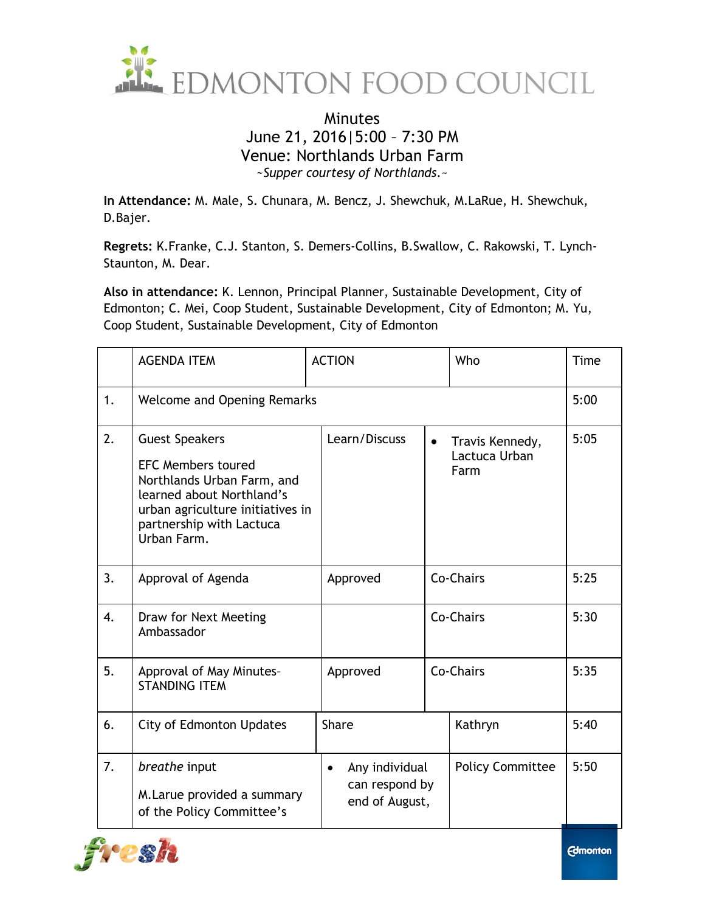# EDMONTON FOOD COUNCIL

## Minutes

**June 21, 2016 | 5:00 – 7:30 PM**

**Venue: Northlands Urban Farm**

*~Supper courtesy of Northlands.~*

**In Attendance:** M. Male, S. Chunara, M. Bencz, J. Shewchuk, M.LaRue, H. Shewchuk, D.Bajer.

**Regrets:** K.Franke, C.J. Stanton, S. Demers-Collins, B.Swallow, C. Rakowski, T. Lynch-Staunton, M. Dear.

**Also in attendance:** K. Lennon, Principal Planner, Sustainable Development, City of Edmonton; C. Mei, Coop Student, Sustainable Development, City of Edmonton; M. Yu, Coop Student, Sustainable Development, City of Edmonton

| | AGENDA ITEM | ACTION | Who | Time |
|---|---|---|---|---|
| 1. | Welcome and Opening Remarks | | | 5:00 |
| 2. | Guest Speakers<br><br>EFC Members toured Northlands Urban Farm, and learned about Northland's urban agriculture initiatives in partnership with Lactuca Urban Farm. | Learn/Discuss | • Travis Kennedy, Lactuca Urban Farm | 5:05 |
| 3. | Approval of Agenda | Approved | Co-Chairs | 5:25 |
| 4. | Draw for Next Meeting Ambassador | | Co-Chairs | 5:30 |
| 5. | Approval of May Minutes- STANDING ITEM | Approved | Co-Chairs | 5:35 |
| 6. | City of Edmonton Updates | Share | Kathryn | 5:40 |
| 7. | *breathe* input<br><br>M.Larue provided a summary of the Policy Committee's | • Any individual can respond by end of August, | Policy Committee | 5:50 |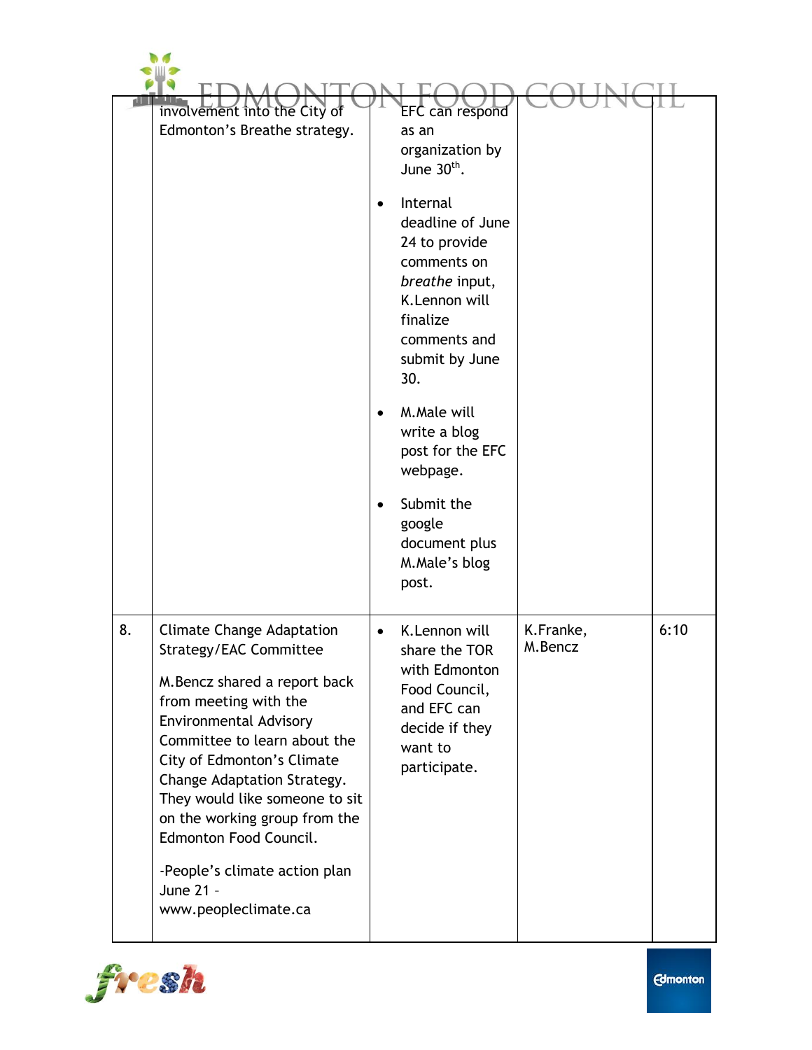| | | | | |
|---|---|---|---|---|
| | involvement into the City of Edmonton's Breathe strategy. | EFC can respond as an organization by June 30th.<br>• Internal deadline of June 24 to provide comments on *breathe* input, K.Lennon will finalize comments and submit by June 30.<br>• M.Male will write a blog post for the EFC webpage.<br>• Submit the google document plus M.Male's blog post. | | |
| 8. | Climate Change Adaptation Strategy/EAC Committee<br><br>M.Bencz shared a report back from meeting with the Environmental Advisory Committee to learn about the City of Edmonton's Climate Change Adaptation Strategy. They would like someone to sit on the working group from the Edmonton Food Council.<br><br>-People's climate action plan June 21 – www.peopleclimate.ca | • K.Lennon will share the TOR with Edmonton Food Council, and EFC can decide if they want to participate. | K.Franke, M.Bencz | 6:10 |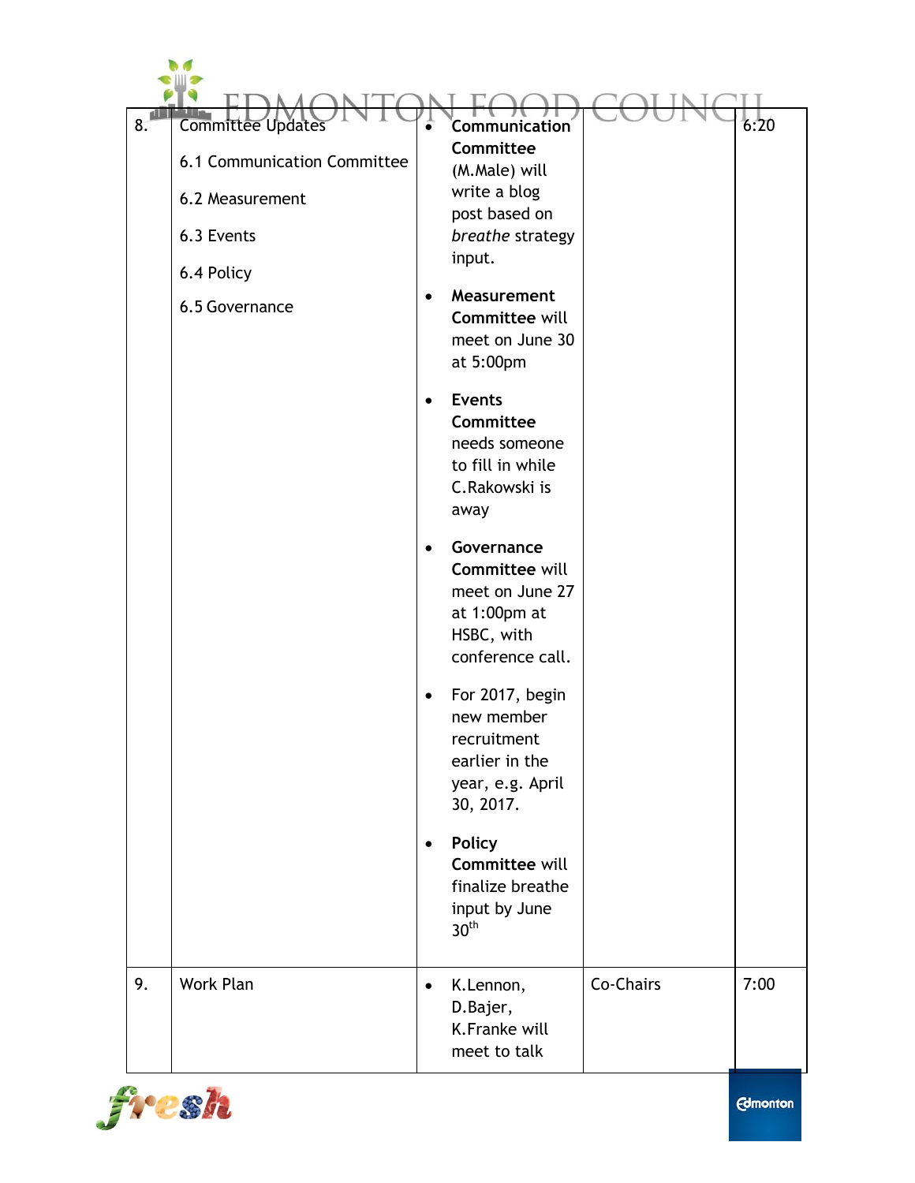| 8. | Committee Updates<br><br>6.1 Communication Committee<br><br>6.2 Measurement<br><br>6.3 Events<br><br>6.4 Policy<br><br>6.5 Governance | • **Communication Committee** (M.Male) will write a blog post based on *breathe* strategy input.<br><br>• **Measurement Committee** will meet on June 30 at 5:00pm<br><br>• **Events Committee** needs someone to fill in while C.Rakowski is away<br><br>• **Governance Committee** will meet on June 27 at 1:00pm at HSBC, with conference call.<br><br>• For 2017, begin new member recruitment earlier in the year, e.g. April 30, 2017.<br><br>• **Policy Committee** will finalize breathe input by June 30th | | 6:20 |
|---|---|---|---|---|
| 9. | Work Plan | • K.Lennon, D.Bajer, K.Franke will meet to talk | Co-Chairs | 7:00 |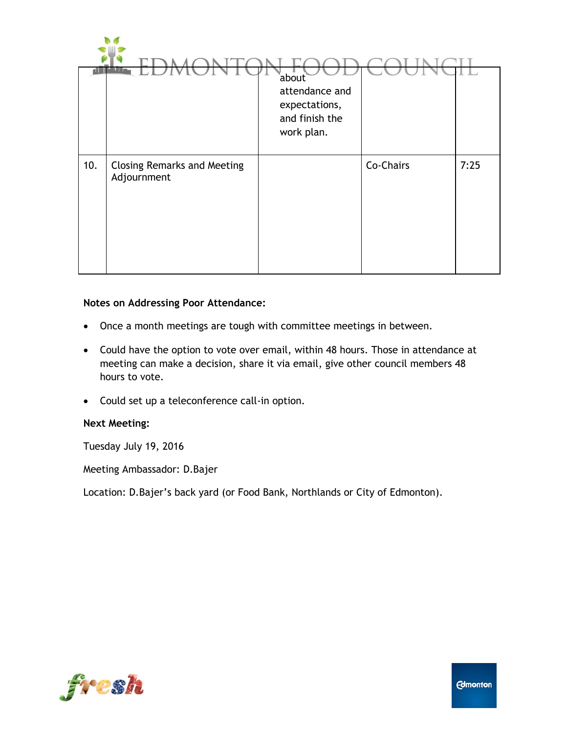| | | | | |
|---|---|---|---|---|
| | | about attendance and expectations, and finish the work plan. | | |
| 10. | Closing Remarks and Meeting Adjournment | | Co-Chairs | 7:25 |

**Notes on Addressing Poor Attendance:**

- Once a month meetings are tough with committee meetings in between.
- Could have the option to vote over email, within 48 hours. Those in attendance at meeting can make a decision, share it via email, give other council members 48 hours to vote.
- Could set up a teleconference call-in option.

**Next Meeting:**

Tuesday July 19, 2016

Meeting Ambassador: D.Bajer

Location: D.Bajer's back yard (or Food Bank, Northlands or City of Edmonton).